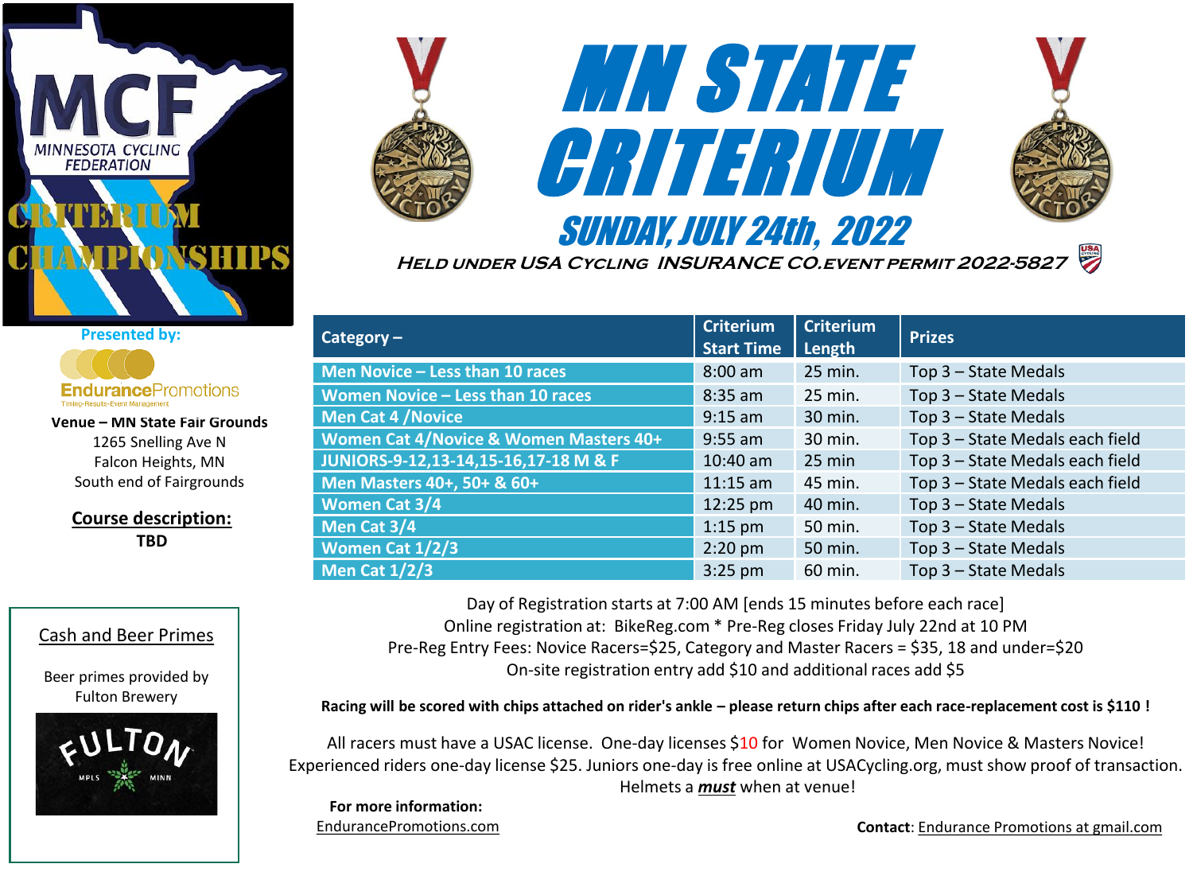MCF

MINNESOTA CYCLING FEDERATION

CRITERIUM CHAMPIONSHIPS

# MN STATE CRITERIUM

## SUNDAY, JULY 24th, 2022

HELD UNDER USA CYCLING INSURANCE CO. EVENT PERMIT 2022-5827

**Presented by:**

EndurancePromotions

Timing-Results-Event Management

**Venue – MN State Fair Grounds**
1265 Snelling Ave N
Falcon Heights, MN
South end of Fairgrounds

**Course description:**
**TBD**

| Category – | Criterium Start Time | Criterium Length | Prizes |
|---|---|---|---|
| Men Novice – Less than 10 races | 8:00 am | 25 min. | Top 3 – State Medals |
| Women Novice – Less than 10 races | 8:35 am | 25 min. | Top 3 – State Medals |
| Men Cat 4 /Novice | 9:15 am | 30 min. | Top 3 – State Medals |
| Women Cat 4/Novice & Women Masters 40+ | 9:55 am | 30 min. | Top 3 – State Medals each field |
| JUNIORS-9-12,13-14,15-16,17-18 M & F | 10:40 am | 25 min | Top 3 – State Medals each field |
| Men Masters 40+, 50+ & 60+ | 11:15 am | 45 min. | Top 3 – State Medals each field |
| Women Cat 3/4 | 12:25 pm | 40 min. | Top 3 – State Medals |
| Men Cat 3/4 | 1:15 pm | 50 min. | Top 3 – State Medals |
| Women Cat 1/2/3 | 2:20 pm | 50 min. | Top 3 – State Medals |
| Men Cat 1/2/3 | 3:25 pm | 60 min. | Top 3 – State Medals |

Day of Registration starts at 7:00 AM [ends 15 minutes before each race]
Online registration at: BikeReg.com * Pre-Reg closes Friday July 22nd at 10 PM
Pre-Reg Entry Fees: Novice Racers=$25, Category and Master Racers = $35, 18 and under=$20
On-site registration entry add $10 and additional races add $5

**Racing will be scored with chips attached on rider's ankle – please return chips after each race-replacement cost is $110 !**

All racers must have a USAC license. One-day licenses $10 for Women Novice, Men Novice & Masters Novice!
Experienced riders one-day license $25. Juniors one-day is free online at USACycling.org, must show proof of transaction.
Helmets a ***must*** when at venue!

**Cash and Beer Primes**

Beer primes provided by
Fulton Brewery

FULTON
MPLS MINN

**For more information:**
EndurancePromotions.com

**Contact**: Endurance Promotions at gmail.com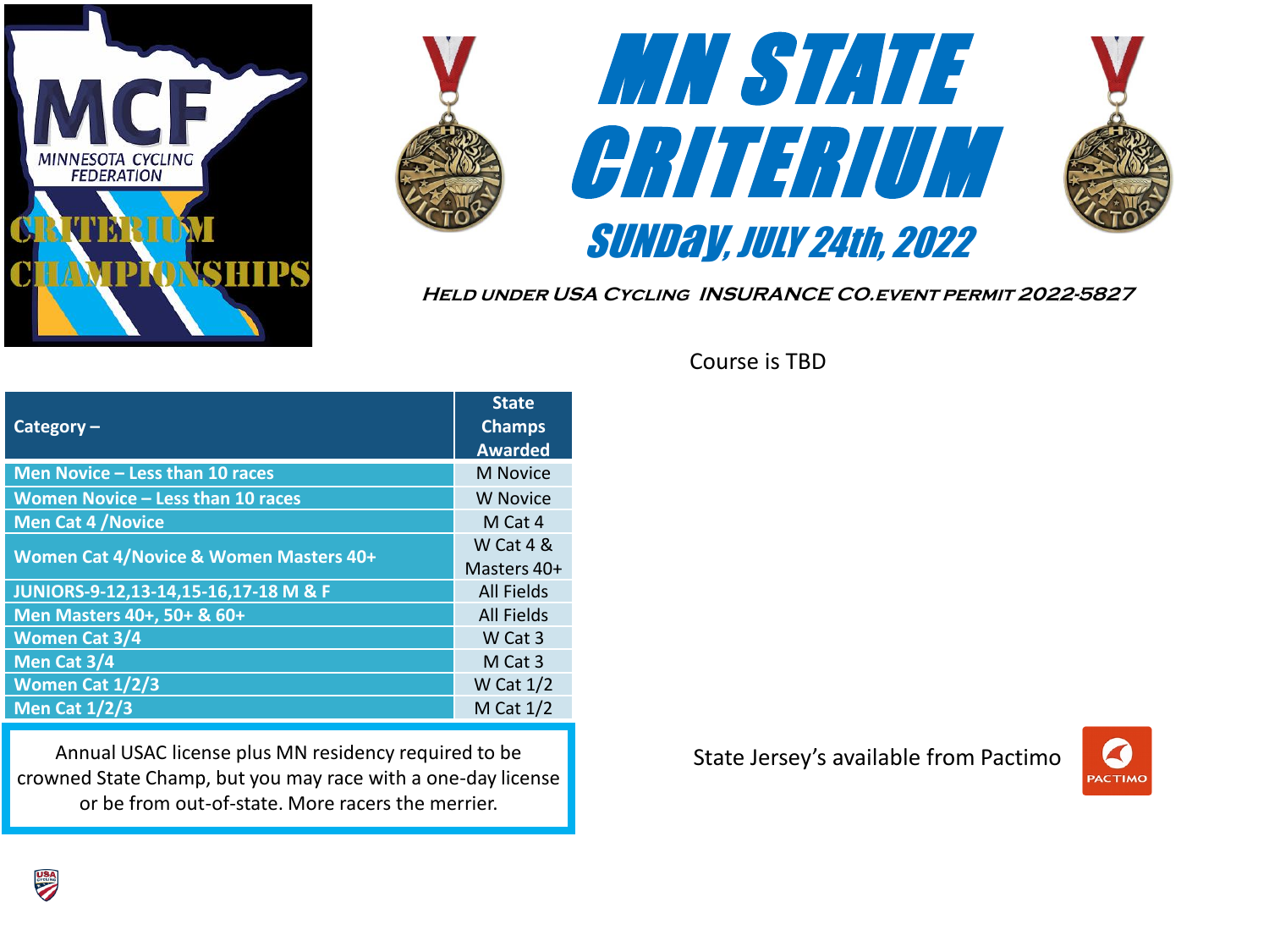MCF MINNESOTA CYCLING FEDERATION CRITERIUM CHAMPIONSHIPS

# MN STATE CRITERIUM

## SUNDAY, JULY 24th, 2022

**HELD UNDER USA CYCLING INSURANCE CO.EVENT PERMIT 2022-5827**

Course is TBD

| Category – | State Champs Awarded |
|---|---|
| Men Novice – Less than 10 races | M Novice |
| Women Novice – Less than 10 races | W Novice |
| Men Cat 4 /Novice | M Cat 4 |
| Women Cat 4/Novice & Women Masters 40+ | W Cat 4 & Masters 40+ |
| JUNIORS-9-12,13-14,15-16,17-18 M & F | All Fields |
| Men Masters 40+, 50+ & 60+ | All Fields |
| Women Cat 3/4 | W Cat 3 |
| Men Cat 3/4 | M Cat 3 |
| Women Cat 1/2/3 | W Cat 1/2 |
| Men Cat 1/2/3 | M Cat 1/2 |

Annual USAC license plus MN residency required to be crowned State Champ, but you may race with a one-day license or be from out-of-state. More racers the merrier.

State Jersey's available from Pactimo

PACTIMO